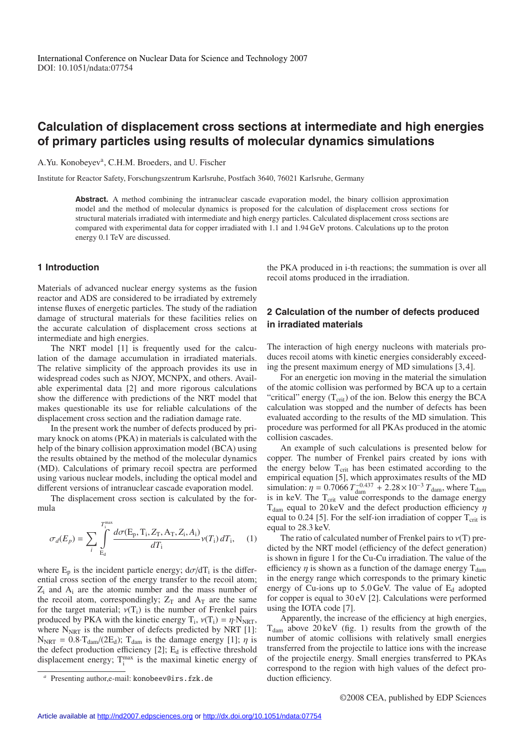International Conference on Nuclear Data for Science and Technology 2007
DOI: 10.1051/ndata:07754

# Calculation of displacement cross sections at intermediate and high energies of primary particles using results of molecular dynamics simulations

A.Yu. Konobeyev[a], C.H.M. Broeders, and U. Fischer

Institute for Reactor Safety, Forschungszentrum Karlsruhe, Postfach 3640, 76021 Karlsruhe, Germany

**Abstract.** A method combining the intranuclear cascade evaporation model, the binary collision approximation model and the method of molecular dynamics is proposed for the calculation of displacement cross sections for structural materials irradiated with intermediate and high energy particles. Calculated displacement cross sections are compared with experimental data for copper irradiated with 1.1 and 1.94 GeV protons. Calculations up to the proton energy 0.1 TeV are discussed.

## 1 Introduction

Materials of advanced nuclear energy systems as the fusion reactor and ADS are considered to be irradiated by extremely intense fluxes of energetic particles. The study of the radiation damage of structural materials for these facilities relies on the accurate calculation of displacement cross sections at intermediate and high energies.

The NRT model [1] is frequently used for the calculation of the damage accumulation in irradiated materials. The relative simplicity of the approach provides its use in widespread codes such as NJOY, MCNPX, and others. Available experimental data [2] and more rigorous calculations show the difference with predictions of the NRT model that makes questionable its use for reliable calculations of the displacement cross section and the radiation damage rate.

In the present work the number of defects produced by primary knock on atoms (PKA) in materials is calculated with the help of the binary collision approximation model (BCA) using the results obtained by the method of the molecular dynamics (MD). Calculations of primary recoil spectra are performed using various nuclear models, including the optical model and different versions of intranuclear cascade evaporation model.

The displacement cross section is calculated by the formula

$$\sigma_d(E_p) = \sum_i \int_{E_d}^{T_i^{max}} \frac{d\sigma(E_p, T_i, Z_T, A_T, Z_i, A_i)}{dT_i} \nu(T_i)\, dT_i, \quad (1)$$

where $E_p$ is the incident particle energy; $d\sigma/dT_i$ is the differential cross section of the energy transfer to the recoil atom; $Z_i$ and $A_i$ are the atomic number and the mass number of the recoil atom, correspondingly; $Z_T$ and $A_T$ are the same for the target material; $\nu(T_i)$ is the number of Frenkel pairs produced by PKA with the kinetic energy $T_i$, $\nu(T_i) = \eta \cdot N_{NRT}$, where $N_{NRT}$ is the number of defects predicted by NRT [1]: $N_{NRT} = 0.8 \cdot T_{dam}/(2E_d)$; $T_{dam}$ is the damage energy [1]; $\eta$ is the defect production efficiency [2]; $E_d$ is effective threshold displacement energy; $T_i^{max}$ is the maximal kinetic energy of the PKA produced in i-th reactions; the summation is over all recoil atoms produced in the irradiation.

## 2 Calculation of the number of defects produced in irradiated materials

The interaction of high energy nucleons with materials produces recoil atoms with kinetic energies considerably exceeding the present maximum energy of MD simulations [3,4].

For an energetic ion moving in the material the simulation of the atomic collision was performed by BCA up to a certain "critical" energy ($T_{crit}$) of the ion. Below this energy the BCA calculation was stopped and the number of defects has been evaluated according to the results of the MD simulation. This procedure was performed for all PKAs produced in the atomic collision cascades.

An example of such calculations is presented below for copper. The number of Frenkel pairs created by ions with the energy below $T_{crit}$ has been estimated according to the empirical equation [5], which approximates results of the MD simulation: $\eta = 0.7066\, T_{dam}^{-0.437} + 2.28 \times 10^{-3}\, T_{dam}$, where $T_{dam}$ is in keV. The $T_{crit}$ value corresponds to the damage energy $T_{dam}$ equal to 20 keV and the defect production efficiency $\eta$ equal to 0.24 [5]. For the self-ion irradiation of copper $T_{crit}$ is equal to 28.3 keV.

The ratio of calculated number of Frenkel pairs to $\nu(T)$ predicted by the NRT model (efficiency of the defect generation) is shown in figure 1 for the Cu-Cu irradiation. The value of the efficiency $\eta$ is shown as a function of the damage energy $T_{dam}$ in the energy range which corresponds to the primary kinetic energy of Cu-ions up to 5.0 GeV. The value of $E_d$ adopted for copper is equal to 30 eV [2]. Calculations were performed using the IOTA code [7].

Apparently, the increase of the efficiency at high energies, $T_{dam}$ above 20 keV (fig. 1) results from the growth of the number of atomic collisions with relatively small energies transferred from the projectile to lattice ions with the increase of the projectile energy. Small energies transferred to PKAs correspond to the region with high values of the defect production efficiency.

[a] Presenting author,e-mail: konobeev@irs.fzk.de

©2008 CEA, published by EDP Sciences

Article available at http://nd2007.edpsciences.org or http://dx.doi.org/10.1051/ndata:07754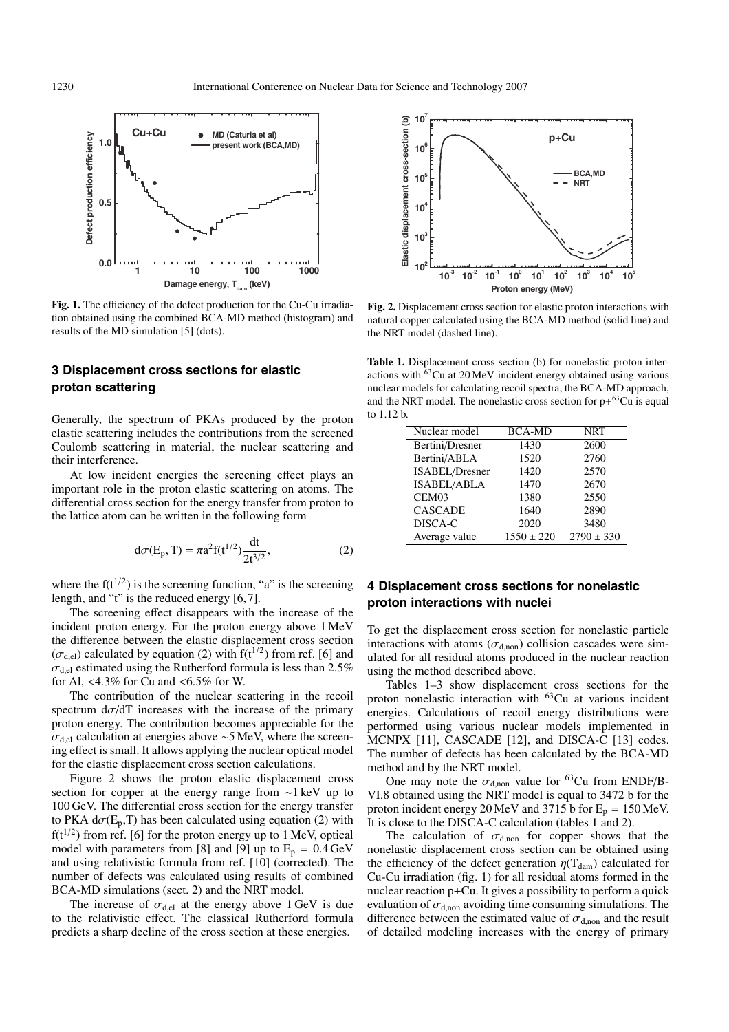**Fig. 1.** The efficiency of the defect production for the Cu-Cu irradiation obtained using the combined BCA-MD method (histogram) and results of the MD simulation [5] (dots).

**Fig. 2.** Displacement cross section for elastic proton interactions with natural copper calculated using the BCA-MD method (solid line) and the NRT model (dashed line).

## 3 Displacement cross sections for elastic proton scattering

Generally, the spectrum of PKAs produced by the proton elastic scattering includes the contributions from the screened Coulomb scattering in material, the nuclear scattering and their interference.

At low incident energies the screening effect plays an important role in the proton elastic scattering on atoms. The differential cross section for the energy transfer from proton to the lattice atom can be written in the following form

$$d\sigma(E_p, T) = \pi a^2 f(t^{1/2}) \frac{dt}{2t^{3/2}}, \quad (2)$$

where the $f(t^{1/2})$ is the screening function, "a" is the screening length, and "t" is the reduced energy [6,7].

The screening effect disappears with the increase of the incident proton energy. For the proton energy above 1 MeV the difference between the elastic displacement cross section ($\sigma_{d,el}$) calculated by equation (2) with $f(t^{1/2})$ from ref. [6] and $\sigma_{d,el}$ estimated using the Rutherford formula is less than 2.5% for Al, <4.3% for Cu and <6.5% for W.

The contribution of the nuclear scattering in the recoil spectrum $d\sigma/dT$ increases with the increase of the primary proton energy. The contribution becomes appreciable for the $\sigma_{d,el}$ calculation at energies above ~5 MeV, where the screening effect is small. It allows applying the nuclear optical model for the elastic displacement cross section calculations.

Figure 2 shows the proton elastic displacement cross section for copper at the energy range from ~1 keV up to 100 GeV. The differential cross section for the energy transfer to PKA $d\sigma(E_p,T)$ has been calculated using equation (2) with $f(t^{1/2})$ from ref. [6] for the proton energy up to 1 MeV, optical model with parameters from [8] and [9] up to $E_p$ = 0.4 GeV and using relativistic formula from ref. [10] (corrected). The number of defects was calculated using results of combined BCA-MD simulations (sect. 2) and the NRT model.

The increase of $\sigma_{d,el}$ at the energy above 1 GeV is due to the relativistic effect. The classical Rutherford formula predicts a sharp decline of the cross section at these energies.

**Table 1.** Displacement cross section (b) for nonelastic proton interactions with $^{63}Cu$ at 20 MeV incident energy obtained using various nuclear models for calculating recoil spectra, the BCA-MD approach, and the NRT model. The nonelastic cross section for p+$^{63}Cu$ is equal to 1.12 b.

| Nuclear model | BCA-MD | NRT |
|---|---|---|
| Bertini/Dresner | 1430 | 2600 |
| Bertini/ABLA | 1520 | 2760 |
| ISABEL/Dresner | 1420 | 2570 |
| ISABEL/ABLA | 1470 | 2670 |
| CEM03 | 1380 | 2550 |
| CASCADE | 1640 | 2890 |
| DISCA-C | 2020 | 3480 |
| Average value | 1550 ± 220 | 2790 ± 330 |

## 4 Displacement cross sections for nonelastic proton interactions with nuclei

To get the displacement cross section for nonelastic particle interactions with atoms ($\sigma_{d,non}$) collision cascades were simulated for all residual atoms produced in the nuclear reaction using the method described above.

Tables 1–3 show displacement cross sections for the proton nonelastic interaction with $^{63}Cu$ at various incident energies. Calculations of recoil energy distributions were performed using various nuclear models implemented in MCNPX [11], CASCADE [12], and DISCA-C [13] codes. The number of defects has been calculated by the BCA-MD method and by the NRT model.

One may note the $\sigma_{d,non}$ value for $^{63}Cu$ from ENDF/B-VI.8 obtained using the NRT model is equal to 3472 b for the proton incident energy 20 MeV and 3715 b for $E_p$ = 150 MeV. It is close to the DISCA-C calculation (tables 1 and 2).

The calculation of $\sigma_{d,non}$ for copper shows that the nonelastic displacement cross section can be obtained using the efficiency of the defect generation $\eta(T_{dam})$ calculated for Cu-Cu irradiation (fig. 1) for all residual atoms formed in the nuclear reaction p+Cu. It gives a possibility to perform a quick evaluation of $\sigma_{d,non}$ avoiding time consuming simulations. The difference between the estimated value of $\sigma_{d,non}$ and the result of detailed modeling increases with the energy of primary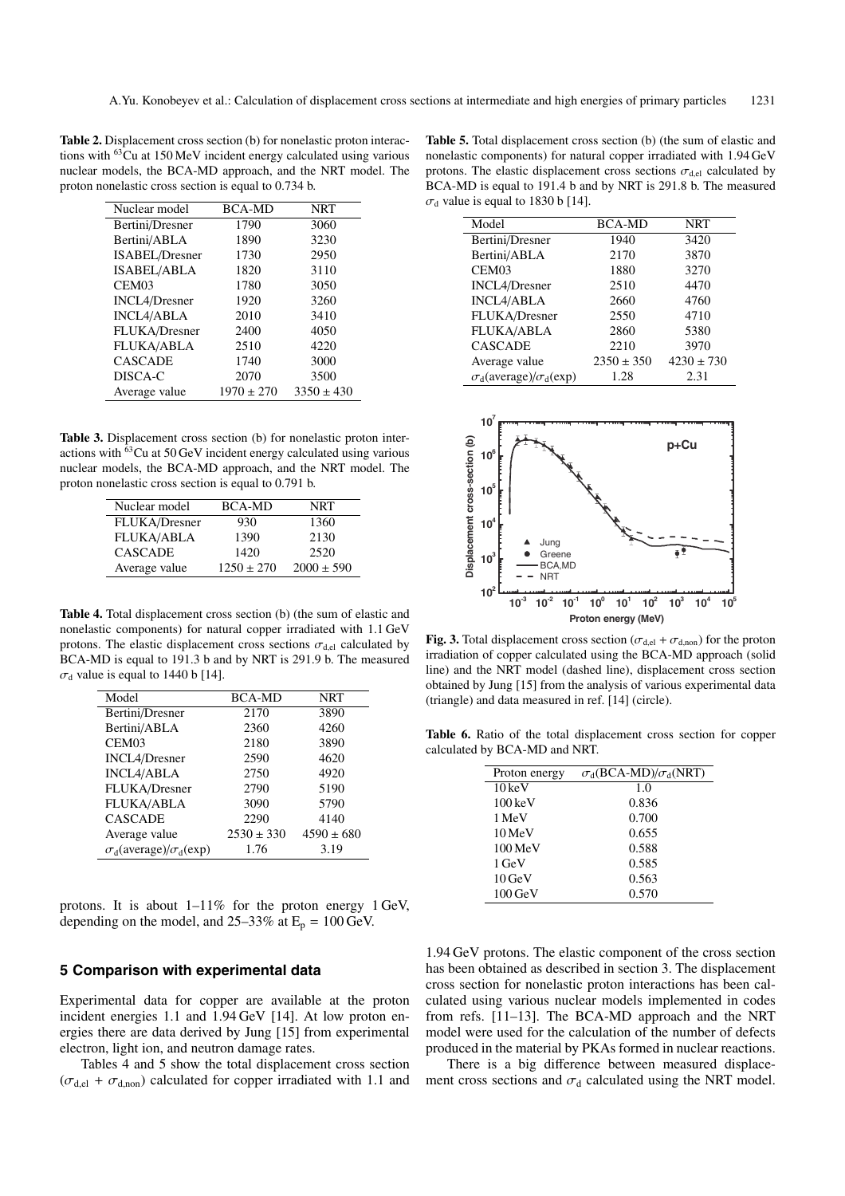**Table 2.** Displacement cross section (b) for nonelastic proton interactions with $^{63}$Cu at 150 MeV incident energy calculated using various nuclear models, the BCA-MD approach, and the NRT model. The proton nonelastic cross section is equal to 0.734 b.

| Nuclear model | BCA-MD | NRT |
|---|---|---|
| Bertini/Dresner | 1790 | 3060 |
| Bertini/ABLA | 1890 | 3230 |
| ISABEL/Dresner | 1730 | 2950 |
| ISABEL/ABLA | 1820 | 3110 |
| CEM03 | 1780 | 3050 |
| INCL4/Dresner | 1920 | 3260 |
| INCL4/ABLA | 2010 | 3410 |
| FLUKA/Dresner | 2400 | 4050 |
| FLUKA/ABLA | 2510 | 4220 |
| CASCADE | 1740 | 3000 |
| DISCA-C | 2070 | 3500 |
| Average value | 1970 ± 270 | 3350 ± 430 |

**Table 3.** Displacement cross section (b) for nonelastic proton interactions with $^{63}$Cu at 50 GeV incident energy calculated using various nuclear models, the BCA-MD approach, and the NRT model. The proton nonelastic cross section is equal to 0.791 b.

| Nuclear model | BCA-MD | NRT |
|---|---|---|
| FLUKA/Dresner | 930 | 1360 |
| FLUKA/ABLA | 1390 | 2130 |
| CASCADE | 1420 | 2520 |
| Average value | 1250 ± 270 | 2000 ± 590 |

**Table 4.** Total displacement cross section (b) (the sum of elastic and nonelastic components) for natural copper irradiated with 1.1 GeV protons. The elastic displacement cross sections $\sigma_{d,el}$ calculated by BCA-MD is equal to 191.3 b and by NRT is 291.9 b. The measured $\sigma_d$ value is equal to 1440 b [14].

| Model | BCA-MD | NRT |
|---|---|---|
| Bertini/Dresner | 2170 | 3890 |
| Bertini/ABLA | 2360 | 4260 |
| CEM03 | 2180 | 3890 |
| INCL4/Dresner | 2590 | 4620 |
| INCL4/ABLA | 2750 | 4920 |
| FLUKA/Dresner | 2790 | 5190 |
| FLUKA/ABLA | 3090 | 5790 |
| CASCADE | 2290 | 4140 |
| Average value | 2530 ± 330 | 4590 ± 680 |
| $\sigma_d$(average)/$\sigma_d$(exp) | 1.76 | 3.19 |

protons. It is about 1–11% for the proton energy 1 GeV, depending on the model, and 25–33% at $E_p$ = 100 GeV.

## 5 Comparison with experimental data

Experimental data for copper are available at the proton incident energies 1.1 and 1.94 GeV [14]. At low proton energies there are data derived by Jung [15] from experimental electron, light ion, and neutron damage rates.

Tables 4 and 5 show the total displacement cross section ($\sigma_{d,el}$ + $\sigma_{d,non}$) calculated for copper irradiated with 1.1 and 1.94 GeV protons. The elastic component of the cross section has been obtained as described in section 3. The displacement cross section for nonelastic proton interactions has been calculated using various nuclear models implemented in codes from refs. [11–13]. The BCA-MD approach and the NRT model were used for the calculation of the number of defects produced in the material by PKAs formed in nuclear reactions.

There is a big difference between measured displacement cross sections and $\sigma_d$ calculated using the NRT model.

**Table 5.** Total displacement cross section (b) (the sum of elastic and nonelastic components) for natural copper irradiated with 1.94 GeV protons. The elastic displacement cross sections $\sigma_{d,el}$ calculated by BCA-MD is equal to 191.4 b and by NRT is 291.8 b. The measured $\sigma_d$ value is equal to 1830 b [14].

| Model | BCA-MD | NRT |
|---|---|---|
| Bertini/Dresner | 1940 | 3420 |
| Bertini/ABLA | 2170 | 3870 |
| CEM03 | 1880 | 3270 |
| INCL4/Dresner | 2510 | 4470 |
| INCL4/ABLA | 2660 | 4760 |
| FLUKA/Dresner | 2550 | 4710 |
| FLUKA/ABLA | 2860 | 5380 |
| CASCADE | 2210 | 3970 |
| Average value | 2350 ± 350 | 4230 ± 730 |
| $\sigma_d$(average)/$\sigma_d$(exp) | 1.28 | 2.31 |

**Fig. 3.** Total displacement cross section ($\sigma_{d,el}$ + $\sigma_{d,non}$) for the proton irradiation of copper calculated using the BCA-MD approach (solid line) and the NRT model (dashed line), displacement cross section obtained by Jung [15] from the analysis of various experimental data (triangle) and data measured in ref. [14] (circle).

**Table 6.** Ratio of the total displacement cross section for copper calculated by BCA-MD and NRT.

| Proton energy | $\sigma_d$(BCA-MD)/$\sigma_d$(NRT) |
|---|---|
| 10 keV | 1.0 |
| 100 keV | 0.836 |
| 1 MeV | 0.700 |
| 10 MeV | 0.655 |
| 100 MeV | 0.588 |
| 1 GeV | 0.585 |
| 10 GeV | 0.563 |
| 100 GeV | 0.570 |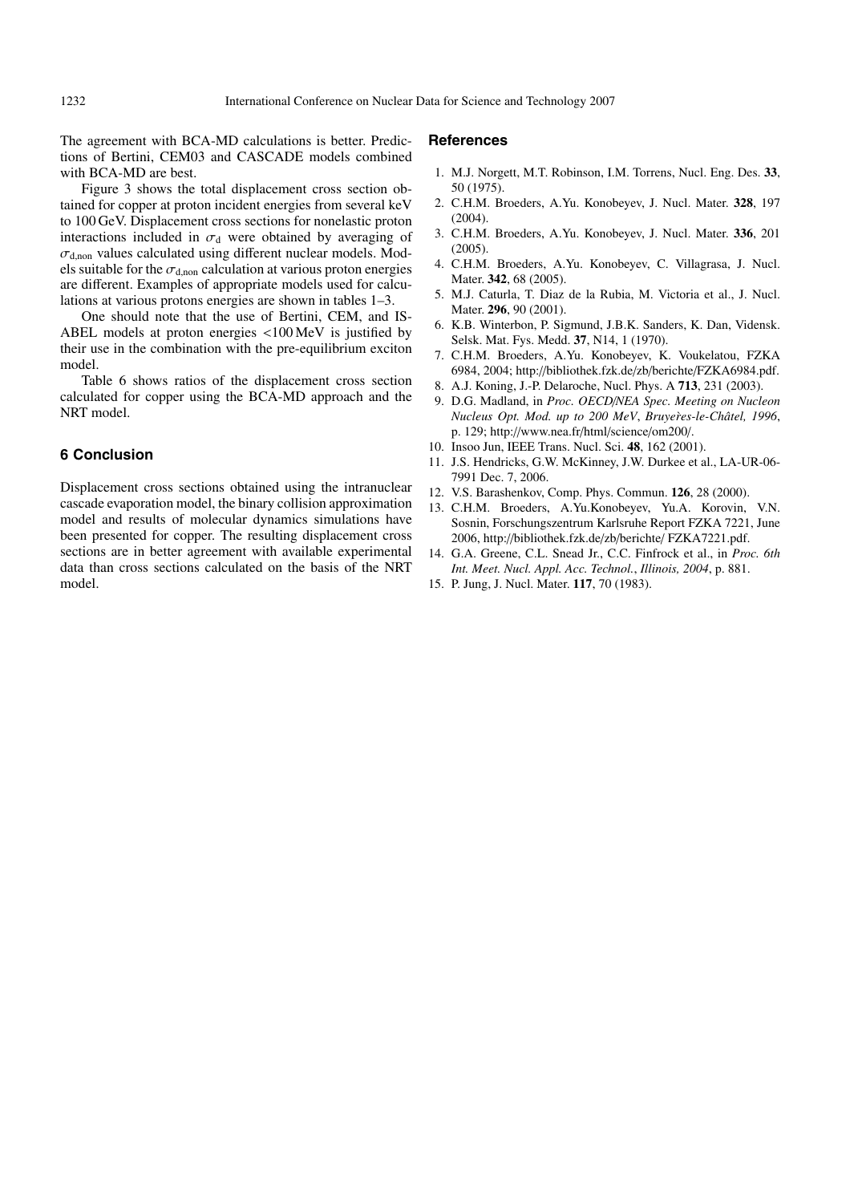The agreement with BCA-MD calculations is better. Predictions of Bertini, CEM03 and CASCADE models combined with BCA-MD are best.

Figure 3 shows the total displacement cross section obtained for copper at proton incident energies from several keV to 100 GeV. Displacement cross sections for nonelastic proton interactions included in $\sigma_d$ were obtained by averaging of $\sigma_{d,non}$ values calculated using different nuclear models. Models suitable for the $\sigma_{d,non}$ calculation at various proton energies are different. Examples of appropriate models used for calculations at various protons energies are shown in tables 1–3.

One should note that the use of Bertini, CEM, and ISABEL models at proton energies <100 MeV is justified by their use in the combination with the pre-equilibrium exciton model.

Table 6 shows ratios of the displacement cross section calculated for copper using the BCA-MD approach and the NRT model.

## 6 Conclusion

Displacement cross sections obtained using the intranuclear cascade evaporation model, the binary collision approximation model and results of molecular dynamics simulations have been presented for copper. The resulting displacement cross sections are in better agreement with available experimental data than cross sections calculated on the basis of the NRT model.

## References

1. M.J. Norgett, M.T. Robinson, I.M. Torrens, Nucl. Eng. Des. **33**, 50 (1975).
2. C.H.M. Broeders, A.Yu. Konobeyev, J. Nucl. Mater. **328**, 197 (2004).
3. C.H.M. Broeders, A.Yu. Konobeyev, J. Nucl. Mater. **336**, 201 (2005).
4. C.H.M. Broeders, A.Yu. Konobeyev, C. Villagrasa, J. Nucl. Mater. **342**, 68 (2005).
5. M.J. Caturla, T. Diaz de la Rubia, M. Victoria et al., J. Nucl. Mater. **296**, 90 (2001).
6. K.B. Winterbon, P. Sigmund, J.B.K. Sanders, K. Dan, Vidensk. Selsk. Mat. Fys. Medd. **37**, N14, 1 (1970).
7. C.H.M. Broeders, A.Yu. Konobeyev, K. Voukelatou, FZKA 6984, 2004; http://bibliothek.fzk.de/zb/berichte/FZKA6984.pdf.
8. A.J. Koning, J.-P. Delaroche, Nucl. Phys. A **713**, 231 (2003).
9. D.G. Madland, in *Proc. OECD/NEA Spec. Meeting on Nucleon Nucleus Opt. Mod. up to 200 MeV, Bruyeres-le-Châtel, 1996*, p. 129; http://www.nea.fr/html/science/om200/.
10. Insoo Jun, IEEE Trans. Nucl. Sci. **48**, 162 (2001).
11. J.S. Hendricks, G.W. McKinney, J.W. Durkee et al., LA-UR-06-7991 Dec. 7, 2006.
12. V.S. Barashenkov, Comp. Phys. Commun. **126**, 28 (2000).
13. C.H.M. Broeders, A.Yu.Konobeyev, Yu.A. Korovin, V.N. Sosnin, Forschungszentrum Karlsruhe Report FZKA 7221, June 2006, http://bibliothek.fzk.de/zb/berichte/ FZKA7221.pdf.
14. G.A. Greene, C.L. Snead Jr., C.C. Finfrock et al., in *Proc. 6th Int. Meet. Nucl. Appl. Acc. Technol., Illinois, 2004*, p. 881.
15. P. Jung, J. Nucl. Mater. **117**, 70 (1983).